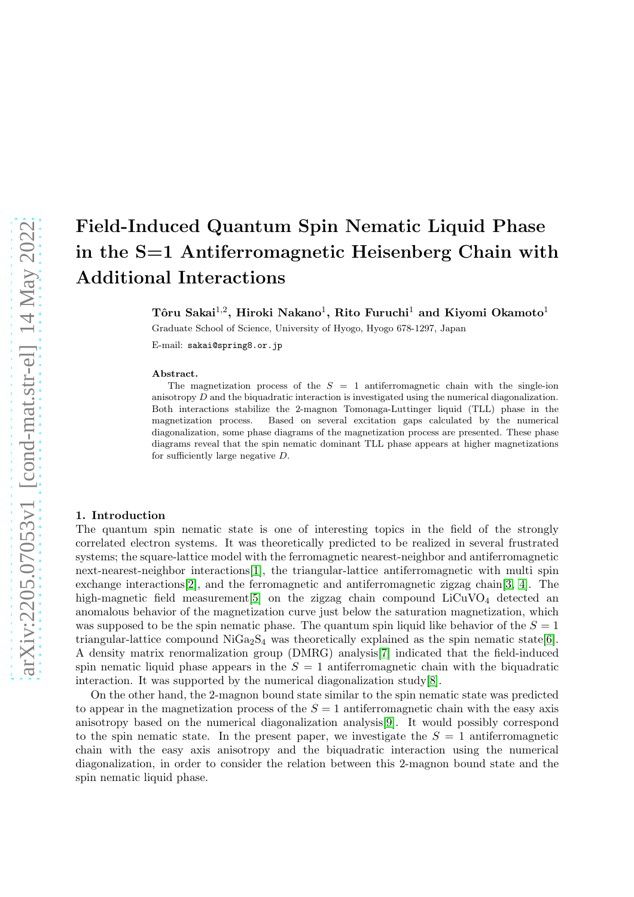# Field-Induced Quantum Spin Nematic Liquid Phase in the S=1 Antiferromagnetic Heisenberg Chain with Additional Interactions

**Tôru Sakai[1,2], Hiroki Nakano[1], Rito Furuchi[1] and Kiyomi Okamoto[1]**

Graduate School of Science, University of Hyogo, Hyogo 678-1297, Japan

E-mail: sakai@spring8.or.jp

**Abstract.** The magnetization process of the $S = 1$ antiferromagnetic chain with the single-ion anisotropy $D$ and the biquadratic interaction is investigated using the numerical diagonalization. Both interactions stabilize the 2-magnon Tomonaga-Luttinger liquid (TLL) phase in the magnetization process. Based on several excitation gaps calculated by the numerical diagonalization, some phase diagrams of the magnetization process are presented. These phase diagrams reveal that the spin nematic dominant TLL phase appears at higher magnetizations for sufficiently large negative $D$.

## 1. Introduction

The quantum spin nematic state is one of interesting topics in the field of the strongly correlated electron systems. It was theoretically predicted to be realized in several frustrated systems; the square-lattice model with the ferromagnetic nearest-neighbor and antiferromagnetic next-nearest-neighbor interactions[1], the triangular-lattice antiferromagnetic with multi spin exchange interactions[2], and the ferromagnetic and antiferromagnetic zigzag chain[3, 4]. The high-magnetic field measurement[5] on the zigzag chain compound $LiCuVO_4$ detected an anomalous behavior of the magnetization curve just below the saturation magnetization, which was supposed to be the spin nematic phase. The quantum spin liquid like behavior of the $S = 1$ triangular-lattice compound $NiGa_2S_4$ was theoretically explained as the spin nematic state[6]. A density matrix renormalization group (DMRG) analysis[7] indicated that the field-induced spin nematic liquid phase appears in the $S = 1$ antiferromagnetic chain with the biquadratic interaction. It was supported by the numerical diagonalization study[8].

On the other hand, the 2-magnon bound state similar to the spin nematic state was predicted to appear in the magnetization process of the $S = 1$ antiferromagnetic chain with the easy axis anisotropy based on the numerical diagonalization analysis[9]. It would possibly correspond to the spin nematic state. In the present paper, we investigate the $S = 1$ antiferromagnetic chain with the easy axis anisotropy and the biquadratic interaction using the numerical diagonalization, in order to consider the relation between this 2-magnon bound state and the spin nematic liquid phase.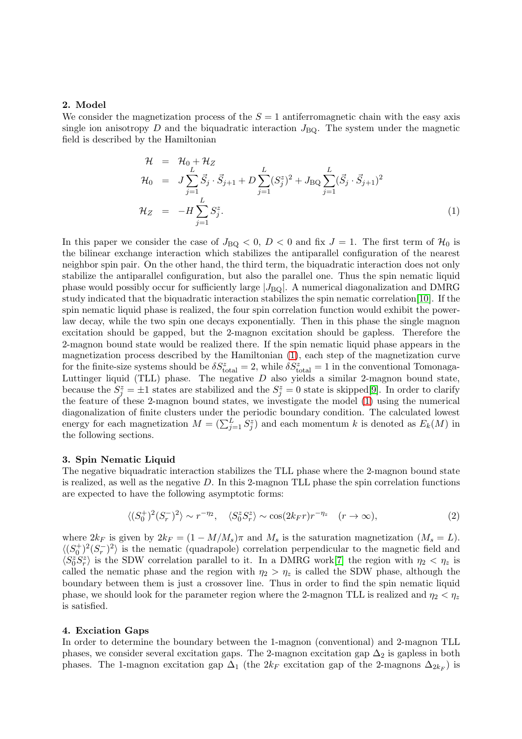## 2. Model

We consider the magnetization process of the $S = 1$ antiferromagnetic chain with the easy axis single ion anisotropy $D$ and the biquadratic interaction $J_{\rm BQ}$. The system under the magnetic field is described by the Hamiltonian

$$
\begin{aligned}
\mathcal{H} &= \mathcal{H}_0 + \mathcal{H}_Z \\
\mathcal{H}_0 &= J\sum_{j=1}^{L} \vec{S}_j \cdot \vec{S}_{j+1} + D\sum_{j=1}^{L} (S_j^z)^2 + J_{\rm BQ}\sum_{j=1}^{L} (\vec{S}_j \cdot \vec{S}_{j+1})^2 \\
\mathcal{H}_Z &= -H\sum_{j=1}^{L} S_j^z.
\end{aligned}
\tag{1}
$$

In this paper we consider the case of $J_{\rm BQ} < 0$, $D < 0$ and fix $J = 1$. The first term of $\mathcal{H}_0$ is the bilinear exchange interaction which stabilizes the antiparallel configuration of the nearest neighbor spin pair. On the other hand, the third term, the biquadratic interaction does not only stabilize the antiparallel configuration, but also the parallel one. Thus the spin nematic liquid phase would possibly occur for sufficiently large $|J_{\rm BQ}|$. A numerical diagonalization and DMRG study indicated that the biquadratic interaction stabilizes the spin nematic correlation[10]. If the spin nematic liquid phase is realized, the four spin correlation function would exhibit the power-law decay, while the two spin one decays exponentially. Then in this phase the single magnon excitation should be gapped, but the 2-magnon excitation should be gapless. Therefore the 2-magnon bound state would be realized there. If the spin nematic liquid phase appears in the magnetization process described by the Hamiltonian (1), each step of the magnetization curve for the finite-size systems should be $\delta S^z_{\rm total} = 2$, while $\delta S^z_{\rm total} = 1$ in the conventional Tomonaga-Luttinger liquid (TLL) phase. The negative $D$ also yields a similar 2-magnon bound state, because the $S_j^z = \pm 1$ states are stabilized and the $S_j^z = 0$ state is skipped[9]. In order to clarify the feature of these 2-magnon bound states, we investigate the model (1) using the numerical diagonalization of finite clusters under the periodic boundary condition. The calculated lowest energy for each magnetization $M = (\sum_{j=1}^{L} S_j^z)$ and each momentum $k$ is denoted as $E_k(M)$ in the following sections.

## 3. Spin Nematic Liquid

The negative biquadratic interaction stabilizes the TLL phase where the 2-magnon bound state is realized, as well as the negative $D$. In this 2-magnon TLL phase the spin correlation functions are expected to have the following asymptotic forms:

$$
\langle (S_0^+)^2 (S_r^-)^2 \rangle \sim r^{-\eta_2}, \quad \langle S_0^z S_r^z \rangle \sim \cos(2k_F r) r^{-\eta_z} \quad (r \to \infty),
\tag{2}
$$

where $2k_F$ is given by $2k_F = (1 - M/M_s)\pi$ and $M_s$ is the saturation magnetization ($M_s = L$). $\langle (S_0^+)^2 (S_r^-)^2 \rangle$ is the nematic (quadrapole) correlation perpendicular to the magnetic field and $\langle S_0^z S_r^z \rangle$ is the SDW correlation parallel to it. In a DMRG work[7] the region with $\eta_2 < \eta_z$ is called the nematic phase and the region with $\eta_2 > \eta_z$ is called the SDW phase, although the boundary between them is just a crossover line. Thus in order to find the spin nematic liquid phase, we should look for the parameter region where the 2-magnon TLL is realized and $\eta_2 < \eta_z$ is satisfied.

## 4. Excitation Gaps

In order to determine the boundary between the 1-magnon (conventional) and 2-magnon TLL phases, we consider several excitation gaps. The 2-magnon excitation gap $\Delta_2$ is gapless in both phases. The 1-magnon excitation gap $\Delta_1$ (the $2k_F$ excitation gap of the 2-magnons $\Delta_{2k_F}$) is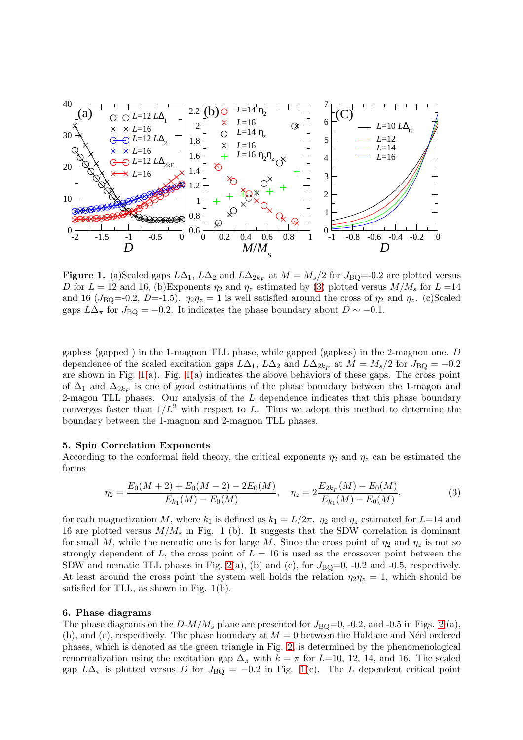(a)
$L$=12 $L\Delta_1$
$L$=16
$L$=12 $L\Delta_2$
$L$=16
$L$=12 $L\Delta_{2kF}$
$L$=16
$D$

(b)
$L$=14 $\eta_2$
$L$=16
$L$=14 $\eta_z$
$L$=16
$L$=16 $\eta_2\eta_z$
$M/M_s$

(C)
$L$=10 $L\Delta_\pi$
$L$=12
$L$=14
$L$=16
$D$

**Figure 1.** (a)Scaled gaps $L\Delta_1$, $L\Delta_2$ and $L\Delta_{2k_F}$ at $M = M_s/2$ for $J_{\rm BQ}$=-0.2 are plotted versus $D$ for $L = 12$ and 16, (b)Exponents $\eta_2$ and $\eta_z$ estimated by (3) plotted versus $M/M_s$ for $L$ =14 and 16 ($J_{\rm BQ}$=-0.2, $D$=-1.5). $\eta_2\eta_z = 1$ is well satisfied around the cross of $\eta_2$ and $\eta_z$. (c)Scaled gaps $L\Delta_\pi$ for $J_{\rm BQ} = -0.2$. It indicates the phase boundary about $D \sim -0.1$.

gapless (gapped ) in the 1-magnon TLL phase, while gapped (gapless) in the 2-magnon one. $D$ dependence of the scaled excitation gaps $L\Delta_1$, $L\Delta_2$ and $L\Delta_{2k_F}$ at $M = M_s/2$ for $J_{\rm BQ} = -0.2$ are shown in Fig. 1(a). Fig. 1(a) indicates the above behaviors of these gaps. The cross point of $\Delta_1$ and $\Delta_{2k_F}$ is one of good estimations of the phase boundary between the 1-magon and 2-magon TLL phases. Our analysis of the $L$ dependence indicates that this phase boundary converges faster than $1/L^2$ with respect to $L$. Thus we adopt this method to determine the boundary between the 1-magnon and 2-magnon TLL phases.

## 5. Spin Correlation Exponents

According to the conformal field theory, the critical exponents $\eta_2$ and $\eta_z$ can be estimated the forms

$$\eta_2 = \frac{E_0(M+2) + E_0(M-2) - 2E_0(M)}{E_{k_1}(M) - E_0(M)}, \quad \eta_z = 2\frac{E_{2k_F}(M) - E_0(M)}{E_{k_1}(M) - E_0(M)}, \tag{3}$$

for each magnetization $M$, where $k_1$ is defined as $k_1 = L/2\pi$. $\eta_2$ and $\eta_z$ estimated for $L$=14 and 16 are plotted versus $M/M_s$ in Fig. 1 (b). It suggests that the SDW correlation is dominant for small $M$, while the nematic one is for large $M$. Since the cross point of $\eta_2$ and $\eta_z$ is not so strongly dependent of $L$, the cross point of $L = 16$ is used as the crossover point between the SDW and nematic TLL phases in Fig. 2(a), (b) and (c), for $J_{\rm BQ}$=0, -0.2 and -0.5, respectively. At least around the cross point the system well holds the relation $\eta_2\eta_z = 1$, which should be satisfied for TLL, as shown in Fig. 1(b).

## 6. Phase diagrams

The phase diagrams on the $D$-$M/M_s$ plane are presented for $J_{\rm BQ}$=0, -0.2, and -0.5 in Figs. 2 (a), (b), and (c), respectively. The phase boundary at $M = 0$ between the Haldane and Néel ordered phases, which is denoted as the green triangle in Fig. 2, is determined by the phenomenological renormalization using the excitation gap $\Delta_\pi$ with $k = \pi$ for $L$=10, 12, 14, and 16. The scaled gap $L\Delta_\pi$ is plotted versus $D$ for $J_{\rm BQ} = -0.2$ in Fig. 1(c). The $L$ dependent critical point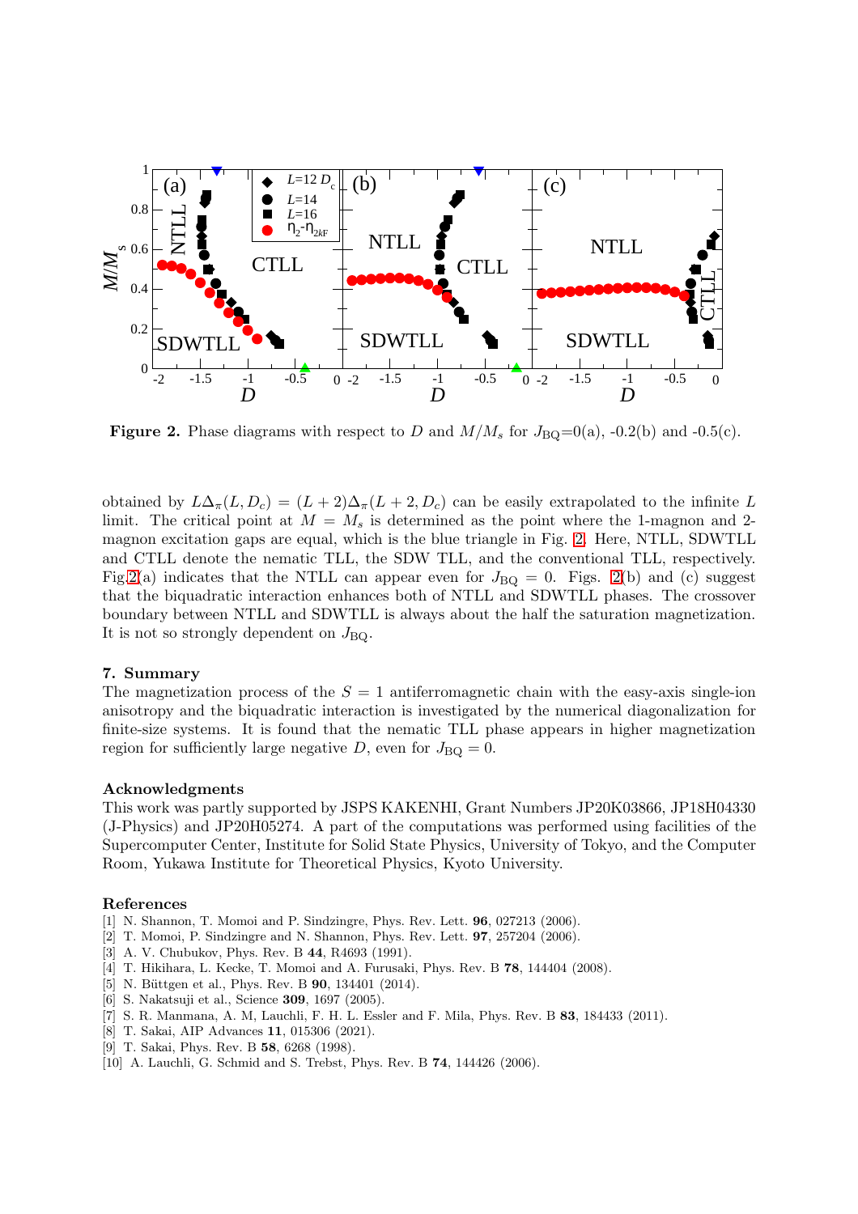(a)
(b)
(c)
1
0.8
0.6
0.4
0.2
0
$M/M_s$
-2 -1.5 -1 -0.5 0
$D$
$L$=12 $D_c$
$L$=14
$L$=16
$\eta_2$-$\eta_{2kF}$
NTLL
CTLL
SDWTLL

**Figure 2.** Phase diagrams with respect to $D$ and $M/M_s$ for $J_{\rm BQ}$=0(a), -0.2(b) and -0.5(c).

obtained by $L\Delta_\pi(L, D_c) = (L+2)\Delta_\pi(L+2, D_c)$ can be easily extrapolated to the infinite $L$ limit. The critical point at $M = M_s$ is determined as the point where the 1-magnon and 2-magnon excitation gaps are equal, which is the blue triangle in Fig. 2. Here, NTLL, SDWTLL and CTLL denote the nematic TLL, the SDW TLL, and the conventional TLL, respectively. Fig.2(a) indicates that the NTLL can appear even for $J_{\rm BQ} = 0$. Figs. 2(b) and (c) suggest that the biquadratic interaction enhances both of NTLL and SDWTLL phases. The crossover boundary between NTLL and SDWTLL is always about the half the saturation magnetization. It is not so strongly dependent on $J_{\rm BQ}$.

## 7. Summary

The magnetization process of the $S = 1$ antiferromagnetic chain with the easy-axis single-ion anisotropy and the biquadratic interaction is investigated by the numerical diagonalization for finite-size systems. It is found that the nematic TLL phase appears in higher magnetization region for sufficiently large negative $D$, even for $J_{\rm BQ} = 0$.

## Acknowledgments

This work was partly supported by JSPS KAKENHI, Grant Numbers JP20K03866, JP18H04330 (J-Physics) and JP20H05274. A part of the computations was performed using facilities of the Supercomputer Center, Institute for Solid State Physics, University of Tokyo, and the Computer Room, Yukawa Institute for Theoretical Physics, Kyoto University.

## References

[1] N. Shannon, T. Momoi and P. Sindzingre, Phys. Rev. Lett. **96**, 027213 (2006).
[2] T. Momoi, P. Sindzingre and N. Shannon, Phys. Rev. Lett. **97**, 257204 (2006).
[3] A. V. Chubukov, Phys. Rev. B **44**, R4693 (1991).
[4] T. Hikihara, L. Kecke, T. Momoi and A. Furusaki, Phys. Rev. B **78**, 144404 (2008).
[5] N. Büttgen et al., Phys. Rev. B **90**, 134401 (2014).
[6] S. Nakatsuji et al., Science **309**, 1697 (2005).
[7] S. R. Manmana, A. M, Lauchli, F. H. L. Essler and F. Mila, Phys. Rev. B **83**, 184433 (2011).
[8] T. Sakai, AIP Advances **11**, 015306 (2021).
[9] T. Sakai, Phys. Rev. B **58**, 6268 (1998).
[10] A. Lauchli, G. Schmid and S. Trebst, Phys. Rev. B **74**, 144426 (2006).